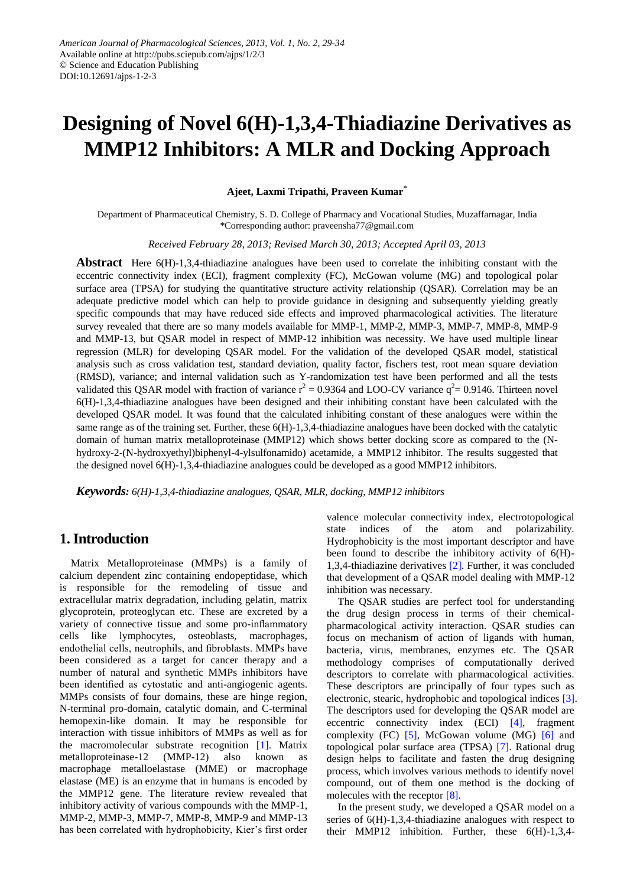# Designing of Novel 6(H)-1,3,4-Thiadiazine Derivatives as MMP12 Inhibitors: A MLR and Docking Approach

**Ajeet, Laxmi Tripathi, Praveen Kumar***

Department of Pharmaceutical Chemistry, S. D. College of Pharmacy and Vocational Studies, Muzaffarnagar, India
*Corresponding author: praveensha77@gmail.com

*Received February 28, 2013; Revised March 30, 2013; Accepted April 03, 2013*

**Abstract** Here 6(H)-1,3,4-thiadiazine analogues have been used to correlate the inhibiting constant with the eccentric connectivity index (ECI), fragment complexity (FC), McGowan volume (MG) and topological polar surface area (TPSA) for studying the quantitative structure activity relationship (QSAR). Correlation may be an adequate predictive model which can help to provide guidance in designing and subsequently yielding greatly specific compounds that may have reduced side effects and improved pharmacological activities. The literature survey revealed that there are so many models available for MMP-1, MMP-2, MMP-3, MMP-7, MMP-8, MMP-9 and MMP-13, but QSAR model in respect of MMP-12 inhibition was necessity. We have used multiple linear regression (MLR) for developing QSAR model. For the validation of the developed QSAR model, statistical analysis such as cross validation test, standard deviation, quality factor, fischers test, root mean square deviation (RMSD), variance; and internal validation such as Y-randomization test have been performed and all the tests validated this QSAR model with fraction of variance $r^2 = 0.9364$ and LOO-CV variance $q^2 = 0.9146$. Thirteen novel 6(H)-1,3,4-thiadiazine analogues have been designed and their inhibiting constant have been calculated with the developed QSAR model. It was found that the calculated inhibiting constant of these analogues were within the same range as of the training set. Further, these 6(H)-1,3,4-thiadiazine analogues have been docked with the catalytic domain of human matrix metalloproteinase (MMP12) which shows better docking score as compared to the (N-hydroxy-2-(N-hydroxyethyl)biphenyl-4-ylsulfonamido) acetamide, a MMP12 inhibitor. The results suggested that the designed novel 6(H)-1,3,4-thiadiazine analogues could be developed as a good MMP12 inhibitors.

***Keywords:*** *6(H)-1,3,4-thiadiazine analogues, QSAR, MLR, docking, MMP12 inhibitors*

## 1. Introduction

Matrix Metalloproteinase (MMPs) is a family of calcium dependent zinc containing endopeptidase, which is responsible for the remodeling of tissue and extracellular matrix degradation, including gelatin, matrix glycoprotein, proteoglycan etc. These are excreted by a variety of connective tissue and some pro-inflammatory cells like lymphocytes, osteoblasts, macrophages, endothelial cells, neutrophils, and fibroblasts. MMPs have been considered as a target for cancer therapy and a number of natural and synthetic MMPs inhibitors have been identified as cytostatic and anti-angiogenic agents. MMPs consists of four domains, these are hinge region, N-terminal pro-domain, catalytic domain, and C-terminal hemopexin-like domain. It may be responsible for interaction with tissue inhibitors of MMPs as well as for the macromolecular substrate recognition [1]. Matrix metalloproteinase-12 (MMP-12) also known as macrophage metalloelastase (MME) or macrophage elastase (ME) is an enzyme that in humans is encoded by the MMP12 gene. The literature review revealed that inhibitory activity of various compounds with the MMP-1, MMP-2, MMP-3, MMP-7, MMP-8, MMP-9 and MMP-13 has been correlated with hydrophobicity, Kier's first order valence molecular connectivity index, electrotopological state indices of the atom and polarizability. Hydrophobicity is the most important descriptor and have been found to describe the inhibitory activity of 6(H)-1,3,4-thiadiazine derivatives [2]. Further, it was concluded that development of a QSAR model dealing with MMP-12 inhibition was necessary.

The QSAR studies are perfect tool for understanding the drug design process in terms of their chemical-pharmacological activity interaction. QSAR studies can focus on mechanism of action of ligands with human, bacteria, virus, membranes, enzymes etc. The QSAR methodology comprises of computationally derived descriptors to correlate with pharmacological activities. These descriptors are principally of four types such as electronic, stearic, hydrophobic and topological indices [3]. The descriptors used for developing the QSAR model are eccentric connectivity index (ECI) [4], fragment complexity (FC) [5], McGowan volume (MG) [6] and topological polar surface area (TPSA) [7]. Rational drug design helps to facilitate and fasten the drug designing process, which involves various methods to identify novel compound, out of them one method is the docking of molecules with the receptor [8].

In the present study, we developed a QSAR model on a series of 6(H)-1,3,4-thiadiazine analogues with respect to their MMP12 inhibition. Further, these 6(H)-1,3,4-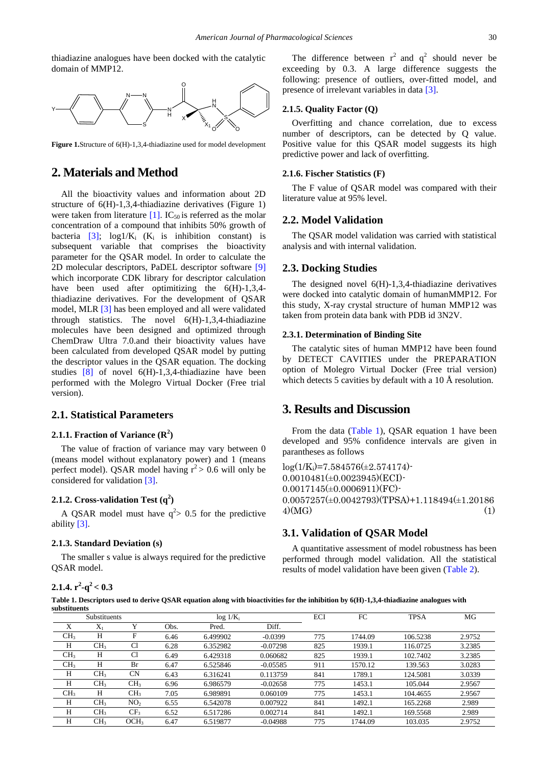thiadiazine analogues have been docked with the catalytic domain of MMP12.

**Figure 1.** Structure of 6(H)-1,3,4-thiadiazine used for model development

# 2. Materials and Method

All the bioactivity values and information about 2D structure of 6(H)-1,3,4-thiadiazine derivatives (Figure 1) were taken from literature [1]. $IC_{50}$ is referred as the molar concentration of a compound that inhibits 50% growth of bacteria [3]; $\log 1/K_i$ ($K_i$ is inhibition constant) is subsequent variable that comprises the bioactivity parameter for the QSAR model. In order to calculate the 2D molecular descriptors, PaDEL descriptor software [9] which incorporate CDK library for descriptor calculation have been used after optimizing the 6(H)-1,3,4-thiadiazine derivatives. For the development of QSAR model, MLR [3] has been employed and all were validated through statistics. The novel 6(H)-1,3,4-thiadiazine molecules have been designed and optimized through ChemDraw Ultra 7.0.and their bioactivity values have been calculated from developed QSAR model by putting the descriptor values in the QSAR equation. The docking studies [8] of novel 6(H)-1,3,4-thiadiazine have been performed with the Molegro Virtual Docker (Free trial version).

## 2.1. Statistical Parameters

### 2.1.1. Fraction of Variance ($R^2$)

The value of fraction of variance may vary between 0 (means model without explanatory power) and 1 (means perfect model). QSAR model having $r^2 > 0.6$ will only be considered for validation [3].

### 2.1.2. Cross-validation Test ($q^2$)

A QSAR model must have $q^2 > 0.5$ for the predictive ability [3].

### 2.1.3. Standard Deviation (s)

The smaller s value is always required for the predictive QSAR model.

### 2.1.4. $r^2 - q^2 < 0.3$

The difference between $r^2$ and $q^2$ should never be exceeding by 0.3. A large difference suggests the following: presence of outliers, over-fitted model, and presence of irrelevant variables in data [3].

### 2.1.5. Quality Factor (Q)

Overfitting and chance correlation, due to excess number of descriptors, can be detected by Q value. Positive value for this QSAR model suggests its high predictive power and lack of overfitting.

### 2.1.6. Fischer Statistics (F)

The F value of QSAR model was compared with their literature value at 95% level.

## 2.2. Model Validation

The QSAR model validation was carried with statistical analysis and with internal validation.

## 2.3. Docking Studies

The designed novel 6(H)-1,3,4-thiadiazine derivatives were docked into catalytic domain of humanMMP12. For this study, X-ray crystal structure of human MMP12 was taken from protein data bank with PDB id 3N2V.

### 2.3.1. Determination of Binding Site

The catalytic sites of human MMP12 have been found by DETECT CAVITIES under the PREPARATION option of Molegro Virtual Docker (Free trial version) which detects 5 cavities by default with a 10 Å resolution.

# 3. Results and Discussion

From the data (Table 1), QSAR equation 1 have been developed and 95% confidence intervals are given in parantheses as follows

$$\log(1/K_i)=7.584576(\pm 2.574174)-0.0010481(\pm 0.0023945)(ECI)-0.0017145(\pm 0.0006911)(FC)-0.0057257(\pm 0.0042793)(TPSA)+1.118494(\pm 1.201864)(MG) \quad (1)$$

## 3.1. Validation of QSAR Model

A quantitative assessment of model robustness has been performed through model validation. All the statistical results of model validation have been given (Table 2).

**Table 1. Descriptors used to derive QSAR equation along with bioactivities for the inhibition by 6(H)-1,3,4-thiadiazine analogues with substituents**

| Substituents | | | log $1/K_i$ | | | ECI | FC | TPSA | MG |
|---|---|---|---|---|---|---|---|---|---|
| X | $X_1$ | Y | Obs. | Pred. | Diff. | | | | |
| $CH_3$ | H | F | 6.46 | 6.499902 | -0.0399 | 775 | 1744.09 | 106.5238 | 2.9752 |
| H | $CH_3$ | Cl | 6.28 | 6.352982 | -0.07298 | 825 | 1939.1 | 116.0725 | 3.2385 |
| $CH_3$ | H | Cl | 6.49 | 6.429318 | 0.060682 | 825 | 1939.1 | 102.7402 | 3.2385 |
| $CH_3$ | H | Br | 6.47 | 6.525846 | -0.05585 | 911 | 1570.12 | 139.563 | 3.0283 |
| H | $CH_3$ | CN | 6.43 | 6.316241 | 0.113759 | 841 | 1789.1 | 124.5081 | 3.0339 |
| H | $CH_3$ | $CH_3$ | 6.96 | 6.986579 | -0.02658 | 775 | 1453.1 | 105.044 | 2.9567 |
| $CH_3$ | H | $CH_3$ | 7.05 | 6.989891 | 0.060109 | 775 | 1453.1 | 104.4655 | 2.9567 |
| H | $CH_3$ | $NO_2$ | 6.55 | 6.542078 | 0.007922 | 841 | 1492.1 | 165.2268 | 2.989 |
| H | $CH_3$ | $CF_3$ | 6.52 | 6.517286 | 0.002714 | 841 | 1492.1 | 169.5568 | 2.989 |
| H | $CH_3$ | $OCH_3$ | 6.47 | 6.519877 | -0.04988 | 775 | 1744.09 | 103.035 | 2.9752 |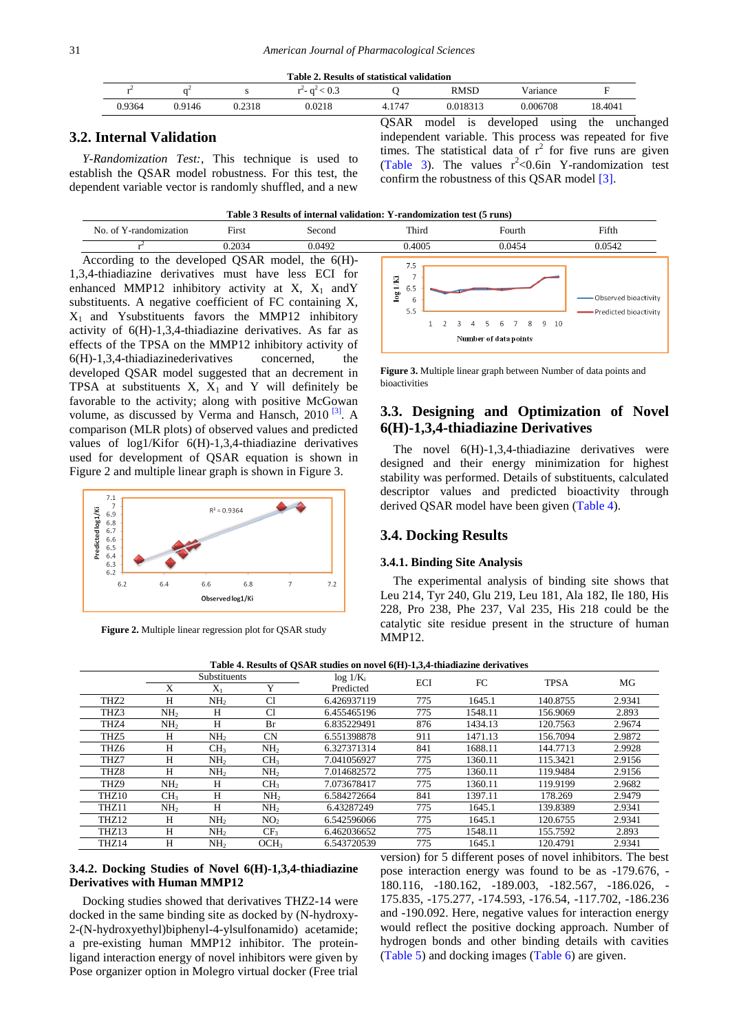**Table 2. Results of statistical validation**

| $r^2$ | $q^2$ | s | $r^2 - q^2 < 0.3$ | Q | RMSD | Variance | F |
|---|---|---|---|---|---|---|---|
| 0.9364 | 0.9146 | 0.2318 | 0.0218 | 4.1747 | 0.018313 | 0.006708 | 18.4041 |

## 3.2. Internal Validation

*Y-Randomization Test:*, This technique is used to establish the QSAR model robustness. For this test, the dependent variable vector is randomly shuffled, and a new QSAR model is developed using the unchanged independent variable. This process was repeated for five times. The statistical data of $r^2$ for five runs are given (Table 3). The values $r^2$<0.6in Y-randomization test confirm the robustness of this QSAR model [3].

**Table 3 Results of internal validation: Y-randomization test (5 runs)**

| No. of Y-randomization | First | Second | Third | Fourth | Fifth |
|---|---|---|---|---|---|
| $r^2$ | 0.2034 | 0.0492 | 0.4005 | 0.0454 | 0.0542 |

According to the developed QSAR model, the 6(H)-1,3,4-thiadiazine must have less ECI for enhanced MMP12 inhibitory activity at X, $X_1$ andY substituents. A negative coefficient of FC containing X, $X_1$ and Ysubstituents favors the MMP12 inhibitory activity of 6(H)-1,3,4-thiadiazine derivatives. As far as effects of the TPSA on the MMP12 inhibitory activity of 6(H)-1,3,4-thiadiazinederivatives concerned, the developed QSAR model suggested that an decrement in TPSA at substituents X, $X_1$ and Y will definitely be favorable to the activity; along with positive McGowan volume, as discussed by Verma and Hansch, 2010 [3]. A comparison (MLR plots) of observed values and predicted values of log1/Kifor 6(H)-1,3,4-thiadiazine derivatives used for development of QSAR equation is shown in Figure 2 and multiple linear graph is shown in Figure 3.

**Figure 2.** Multiple linear regression plot for QSAR study

**Figure 3.** Multiple linear graph between Number of data points and bioactivities

## 3.3. Designing and Optimization of Novel 6(H)-1,3,4-thiadiazine Derivatives

The novel 6(H)-1,3,4-thiadiazine derivatives were designed and their energy minimization for highest stability was performed. Details of substituents, calculated descriptor values and predicted bioactivity through derived QSAR model have been given (Table 4).

## 3.4. Docking Results

### 3.4.1. Binding Site Analysis

The experimental analysis of binding site shows that Leu 214, Tyr 240, Glu 219, Leu 181, Ala 182, Ile 180, His 228, Pro 238, Phe 237, Val 235, His 218 could be the catalytic site residue present in the structure of human MMP12.

**Table 4. Results of QSAR studies on novel 6(H)-1,3,4-thiadiazine derivatives**

| | Substituents | | | log $1/K_i$ | ECI | FC | TPSA | MG |
|---|---|---|---|---|---|---|---|---|
| | X | $X_1$ | Y | Predicted | | | | |
| THZ2 | H | $NH_2$ | Cl | 6.426937119 | 775 | 1645.1 | 140.8755 | 2.9341 |
| THZ3 | $NH_2$ | H | Cl | 6.455465196 | 775 | 1548.11 | 156.9069 | 2.893 |
| THZ4 | $NH_2$ | H | Br | 6.835229491 | 876 | 1434.13 | 120.7563 | 2.9674 |
| THZ5 | H | $NH_2$ | CN | 6.551398878 | 911 | 1471.13 | 156.7094 | 2.9872 |
| THZ6 | H | $CH_3$ | $NH_2$ | 6.327371314 | 841 | 1688.11 | 144.7713 | 2.9928 |
| THZ7 | H | $NH_2$ | $CH_3$ | 7.041056927 | 775 | 1360.11 | 115.3421 | 2.9156 |
| THZ8 | H | $NH_2$ | $NH_2$ | 7.014682572 | 775 | 1360.11 | 119.9484 | 2.9156 |
| THZ9 | $NH_2$ | H | $CH_3$ | 7.073678417 | 775 | 1360.11 | 119.9199 | 2.9682 |
| THZ10 | $CH_3$ | H | $NH_2$ | 6.584272664 | 841 | 1397.11 | 178.269 | 2.9479 |
| THZ11 | $NH_2$ | H | $NH_2$ | 6.43287249 | 775 | 1645.1 | 139.8389 | 2.9341 |
| THZ12 | H | $NH_2$ | $NO_2$ | 6.542596066 | 775 | 1645.1 | 120.6755 | 2.9341 |
| THZ13 | H | $NH_2$ | $CF_3$ | 6.462036652 | 775 | 1548.11 | 155.7592 | 2.893 |
| THZ14 | H | $NH_2$ | $OCH_3$ | 6.543720539 | 775 | 1645.1 | 120.4791 | 2.9341 |

### 3.4.2. Docking Studies of Novel 6(H)-1,3,4-thiadiazine Derivatives with Human MMP12

Docking studies showed that derivatives THZ2-14 were docked in the same binding site as docked by (N-hydroxy-2-(N-hydroxyethyl)biphenyl-4-ylsulfonamido) acetamide; a pre-existing human MMP12 inhibitor. The protein-ligand interaction energy of novel inhibitors were given by Pose organizer option in Molegro virtual docker (Free trial version) for 5 different poses of novel inhibitors. The best pose interaction energy was found to be as -179.676, -180.116, -180.162, -189.003, -182.567, -186.026, -175.835, -175.277, -174.593, -176.54, -117.702, -186.236 and -190.092. Here, negative values for interaction energy would reflect the positive docking approach. Number of hydrogen bonds and other binding details with cavities (Table 5) and docking images (Table 6) are given.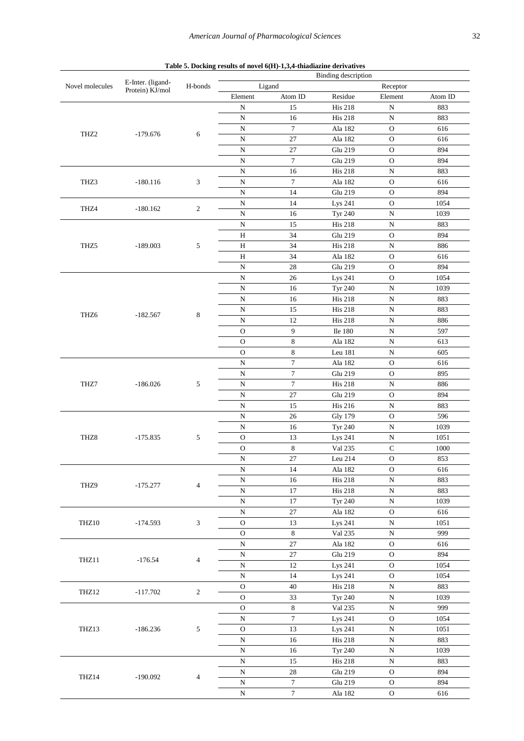**Table 5. Docking results of novel 6(H)-1,3,4-thiadiazine derivatives**

| Novel molecules | E-Inter. (ligand-Protein) KJ/mol | H-bonds | Binding description | | | | |
|---|---|---|---|---|---|---|---|
| | | | Ligand | | Receptor | | |
| | | | Element | Atom ID | Residue | Element | Atom ID |
| THZ2 | -179.676 | 6 | N | 15 | His 218 | N | 883 |
| | | | N | 16 | His 218 | N | 883 |
| | | | N | 7 | Ala 182 | O | 616 |
| | | | N | 27 | Ala 182 | O | 616 |
| | | | N | 27 | Glu 219 | O | 894 |
| | | | N | 7 | Glu 219 | O | 894 |
| THZ3 | -180.116 | 3 | N | 16 | His 218 | N | 883 |
| | | | N | 7 | Ala 182 | O | 616 |
| | | | N | 14 | Glu 219 | O | 894 |
| THZ4 | -180.162 | 2 | N | 14 | Lys 241 | O | 1054 |
| | | | N | 16 | Tyr 240 | N | 1039 |
| THZ5 | -189.003 | 5 | N | 15 | His 218 | N | 883 |
| | | | H | 34 | Glu 219 | O | 894 |
| | | | H | 34 | His 218 | N | 886 |
| | | | H | 34 | Ala 182 | O | 616 |
| | | | N | 28 | Glu 219 | O | 894 |
| THZ6 | -182.567 | 8 | N | 26 | Lys 241 | O | 1054 |
| | | | N | 16 | Tyr 240 | N | 1039 |
| | | | N | 16 | His 218 | N | 883 |
| | | | N | 15 | His 218 | N | 883 |
| | | | N | 12 | His 218 | N | 886 |
| | | | O | 9 | Ile 180 | N | 597 |
| | | | O | 8 | Ala 182 | N | 613 |
| | | | O | 8 | Leu 181 | N | 605 |
| THZ7 | -186.026 | 5 | N | 7 | Ala 182 | O | 616 |
| | | | N | 7 | Glu 219 | O | 895 |
| | | | N | 7 | His 218 | N | 886 |
| | | | N | 27 | Glu 219 | O | 894 |
| | | | N | 15 | His 216 | N | 883 |
| THZ8 | -175.835 | 5 | N | 26 | Gly 179 | O | 596 |
| | | | N | 16 | Tyr 240 | N | 1039 |
| | | | O | 13 | Lys 241 | N | 1051 |
| | | | O | 8 | Val 235 | C | 1000 |
| | | | N | 27 | Leu 214 | O | 853 |
| THZ9 | -175.277 | 4 | N | 14 | Ala 182 | O | 616 |
| | | | N | 16 | His 218 | N | 883 |
| | | | N | 17 | His 218 | N | 883 |
| | | | N | 17 | Tyr 240 | N | 1039 |
| THZ10 | -174.593 | 3 | N | 27 | Ala 182 | O | 616 |
| | | | O | 13 | Lys 241 | N | 1051 |
| | | | O | 8 | Val 235 | N | 999 |
| THZ11 | -176.54 | 4 | N | 27 | Ala 182 | O | 616 |
| | | | N | 27 | Glu 219 | O | 894 |
| | | | N | 12 | Lys 241 | O | 1054 |
| | | | N | 14 | Lys 241 | O | 1054 |
| THZ12 | -117.702 | 2 | O | 40 | His 218 | N | 883 |
| | | | O | 33 | Tyr 240 | N | 1039 |
| THZ13 | -186.236 | 5 | O | 8 | Val 235 | N | 999 |
| | | | N | 7 | Lys 241 | O | 1054 |
| | | | O | 13 | Lys 241 | N | 1051 |
| | | | N | 16 | His 218 | N | 883 |
| | | | N | 16 | Tyr 240 | N | 1039 |
| THZ14 | -190.092 | 4 | N | 15 | His 218 | N | 883 |
| | | | N | 28 | Glu 219 | O | 894 |
| | | | N | 7 | Glu 219 | O | 894 |
| | | | N | 7 | Ala 182 | O | 616 |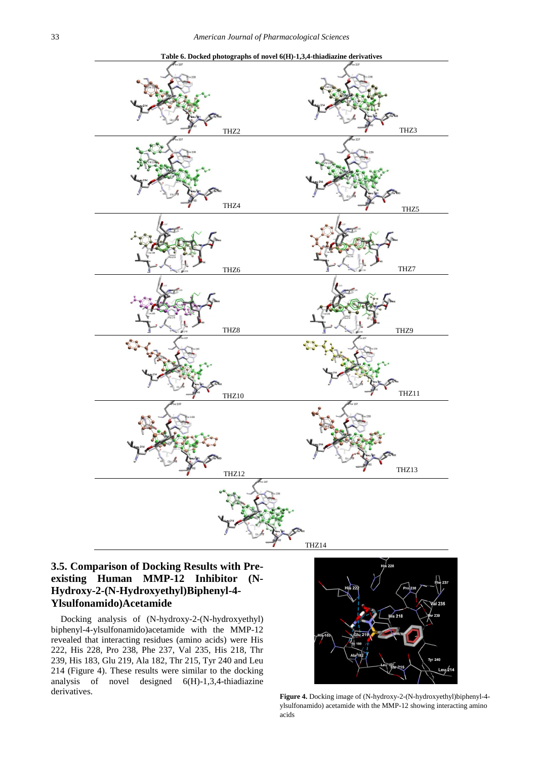**Table 6. Docked photographs of novel 6(H)-1,3,4-thiadiazine derivatives**

| | |
|---|---|
| THZ2 | THZ3 |
| THZ4 | THZ5 |
| THZ6 | THZ7 |
| THZ8 | THZ9 |
| THZ10 | THZ11 |
| THZ12 | THZ13 |
| THZ14 | |

### 3.5. Comparison of Docking Results with Pre-existing Human MMP-12 Inhibitor (N-Hydroxy-2-(N-Hydroxyethyl)Biphenyl-4-Ylsulfonamido)Acetamide

Docking analysis of (N-hydroxy-2-(N-hydroxyethyl) biphenyl-4-ylsulfonamido)acetamide with the MMP-12 revealed that interacting residues (amino acids) were His 222, His 228, Pro 238, Phe 237, Val 235, His 218, Thr 239, His 183, Glu 219, Ala 182, Thr 215, Tyr 240 and Leu 214 (Figure 4). These results were similar to the docking analysis of novel designed 6(H)-1,3,4-thiadiazine derivatives.

**Figure 4.** Docking image of (N-hydroxy-2-(N-hydroxyethyl)biphenyl-4-ylsulfonamido) acetamide with the MMP-12 showing interacting amino acids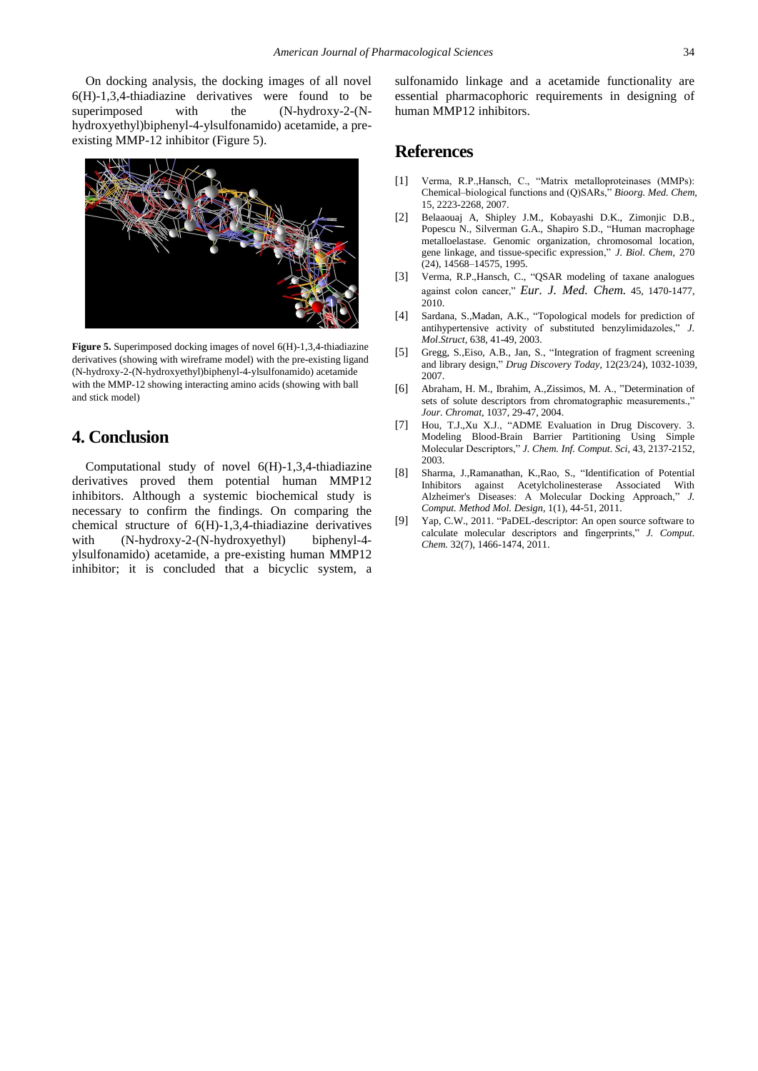On docking analysis, the docking images of all novel 6(H)-1,3,4-thiadiazine derivatives were found to be superimposed with the (N-hydroxy-2-(N-hydroxyethyl)biphenyl-4-ylsulfonamido) acetamide, a pre-existing MMP-12 inhibitor (Figure 5).

**Figure 5.** Superimposed docking images of novel 6(H)-1,3,4-thiadiazine derivatives (showing with wireframe model) with the pre-existing ligand (N-hydroxy-2-(N-hydroxyethyl)biphenyl-4-ylsulfonamido) acetamide with the MMP-12 showing interacting amino acids (showing with ball and stick model)

## 4. Conclusion

Computational study of novel 6(H)-1,3,4-thiadiazine derivatives proved them potential human MMP12 inhibitors. Although a systemic biochemical study is necessary to confirm the findings. On comparing the chemical structure of 6(H)-1,3,4-thiadiazine derivatives with (N-hydroxy-2-(N-hydroxyethyl) biphenyl-4-ylsulfonamido) acetamide, a pre-existing human MMP12 inhibitor; it is concluded that a bicyclic system, a sulfonamido linkage and a acetamide functionality are essential pharmacophoric requirements in designing of human MMP12 inhibitors.

## References

[1] Verma, R.P.,Hansch, C., "Matrix metalloproteinases (MMPs): Chemical–biological functions and (Q)SARs," *Bioorg. Med. Chem*, 15, 2223-2268, 2007.

[2] Belaaouaj A, Shipley J.M., Kobayashi D.K., Zimonjic D.B., Popescu N., Silverman G.A., Shapiro S.D., "Human macrophage metalloelastase. Genomic organization, chromosomal location, gene linkage, and tissue-specific expression," *J. Biol. Chem*, 270 (24), 14568–14575, 1995.

[3] Verma, R.P.,Hansch, C., "QSAR modeling of taxane analogues against colon cancer," *Eur. J. Med. Chem.* 45, 1470-1477, 2010.

[4] Sardana, S.,Madan, A.K., "Topological models for prediction of antihypertensive activity of substituted benzylimidazoles," *J. Mol.Struct,* 638, 41-49, 2003.

[5] Gregg, S.,Eiso, A.B., Jan, S., "Integration of fragment screening and library design," *Drug Discovery Today*, 12(23/24), 1032-1039, 2007.

[6] Abraham, H. M., Ibrahim, A.,Zissimos, M. A., "Determination of sets of solute descriptors from chromatographic measurements.," *Jour. Chromat,* 1037, 29-47, 2004.

[7] Hou, T.J.,Xu X.J., "ADME Evaluation in Drug Discovery. 3. Modeling Blood-Brain Barrier Partitioning Using Simple Molecular Descriptors," *J. Chem. Inf. Comput. Sci,* 43, 2137-2152, 2003.

[8] Sharma, J.,Ramanathan, K.,Rao, S., "Identification of Potential Inhibitors against Acetylcholinesterase Associated With Alzheimer's Diseases: A Molecular Docking Approach," *J. Comput. Method Mol. Design*, 1(1), 44-51, 2011.

[9] Yap, C.W., 2011. "PaDEL-descriptor: An open source software to calculate molecular descriptors and fingerprints," *J. Comput. Chem.* 32(7), 1466-1474, 2011.